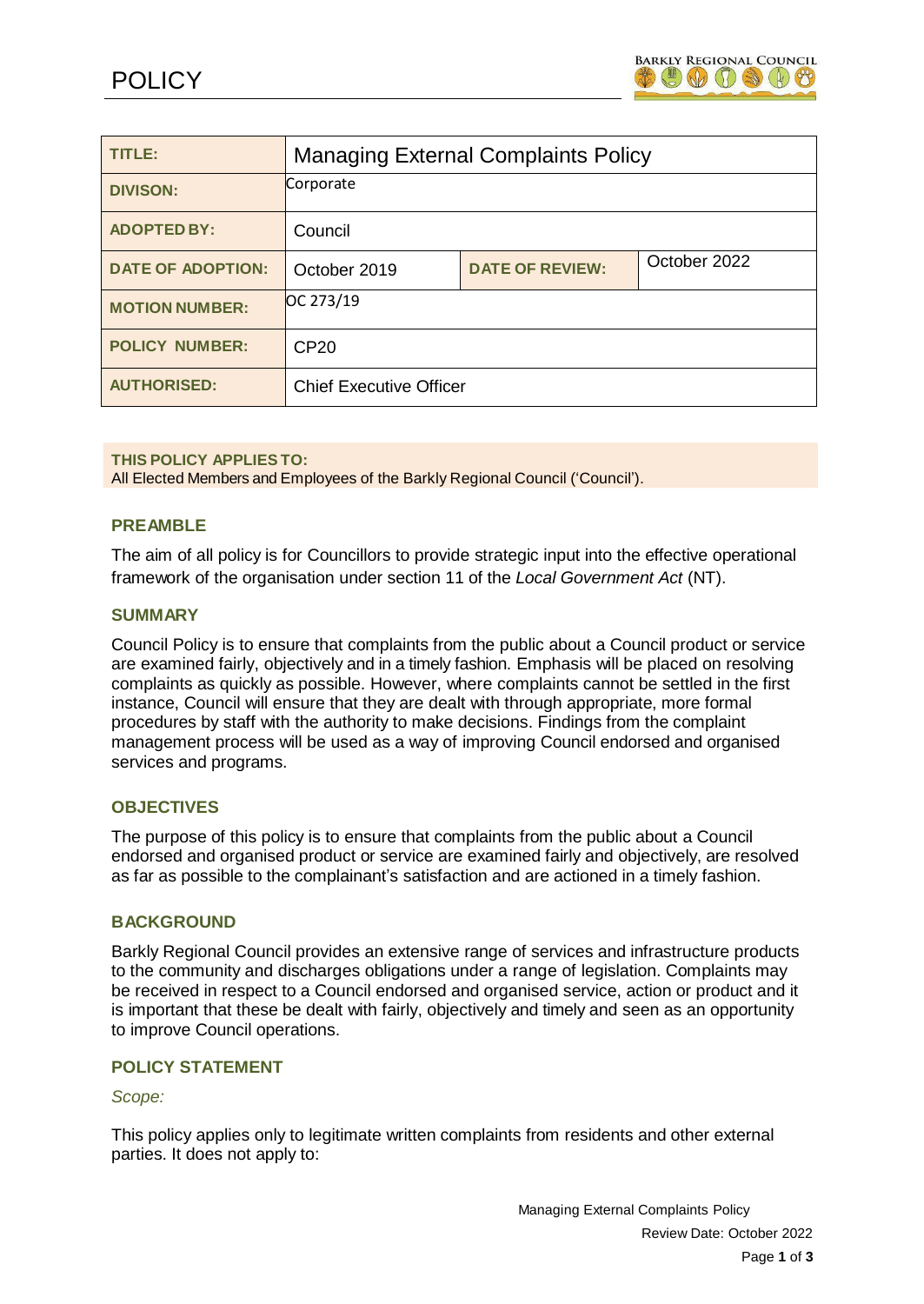# POLICY

| TITLE: | Managing External Complaints Policy | | |
|---|---|---|---|
| DIVISON: | Corporate | | |
| ADOPTED BY: | Council | | |
| DATE OF ADOPTION: | October 2019 | DATE OF REVIEW: | October 2022 |
| MOTION NUMBER: | OC 273/19 | | |
| POLICY NUMBER: | CP20 | | |
| AUTHORISED: | Chief Executive Officer | | |

**THIS POLICY APPLIES TO:**
All Elected Members and Employees of the Barkly Regional Council ('Council').

## PREAMBLE

The aim of all policy is for Councillors to provide strategic input into the effective operational framework of the organisation under section 11 of the *Local Government Act* (NT).

## SUMMARY

Council Policy is to ensure that complaints from the public about a Council product or service are examined fairly, objectively and in a timely fashion. Emphasis will be placed on resolving complaints as quickly as possible. However, where complaints cannot be settled in the first instance, Council will ensure that they are dealt with through appropriate, more formal procedures by staff with the authority to make decisions. Findings from the complaint management process will be used as a way of improving Council endorsed and organised services and programs.

## OBJECTIVES

The purpose of this policy is to ensure that complaints from the public about a Council endorsed and organised product or service are examined fairly and objectively, are resolved as far as possible to the complainant's satisfaction and are actioned in a timely fashion.

## BACKGROUND

Barkly Regional Council provides an extensive range of services and infrastructure products to the community and discharges obligations under a range of legislation. Complaints may be received in respect to a Council endorsed and organised service, action or product and it is important that these be dealt with fairly, objectively and timely and seen as an opportunity to improve Council operations.

## POLICY STATEMENT

*Scope:*

This policy applies only to legitimate written complaints from residents and other external parties. It does not apply to: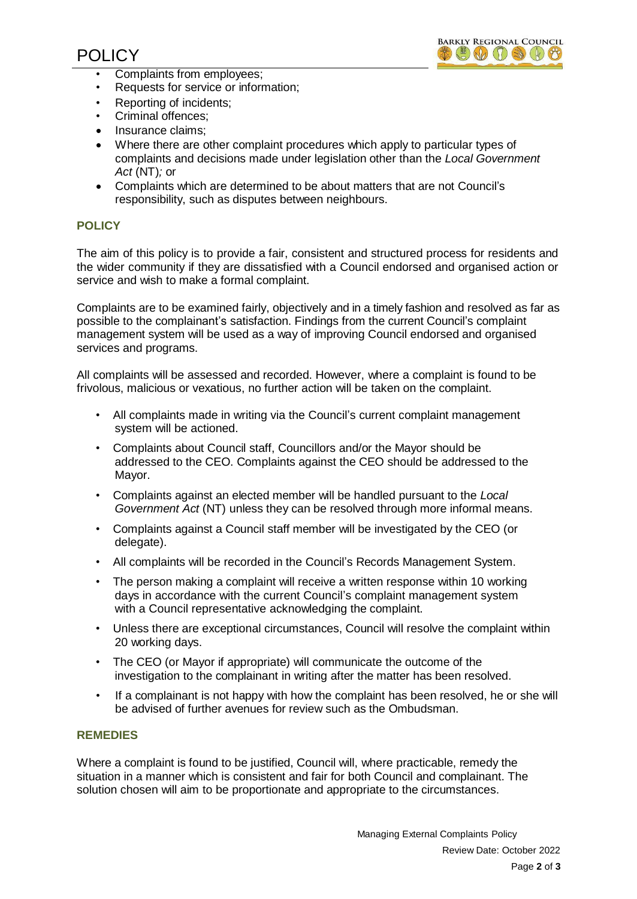- Complaints from employees;
- Requests for service or information;
- Reporting of incidents;
- Criminal offences;
- Insurance claims;
- Where there are other complaint procedures which apply to particular types of complaints and decisions made under legislation other than the *Local Government Act* (NT)*;* or
- Complaints which are determined to be about matters that are not Council's responsibility, such as disputes between neighbours.

## POLICY

The aim of this policy is to provide a fair, consistent and structured process for residents and the wider community if they are dissatisfied with a Council endorsed and organised action or service and wish to make a formal complaint.

Complaints are to be examined fairly, objectively and in a timely fashion and resolved as far as possible to the complainant's satisfaction. Findings from the current Council's complaint management system will be used as a way of improving Council endorsed and organised services and programs.

All complaints will be assessed and recorded. However, where a complaint is found to be frivolous, malicious or vexatious, no further action will be taken on the complaint.

- All complaints made in writing via the Council's current complaint management system will be actioned.
- Complaints about Council staff, Councillors and/or the Mayor should be addressed to the CEO. Complaints against the CEO should be addressed to the Mayor.
- Complaints against an elected member will be handled pursuant to the *Local Government Act* (NT) unless they can be resolved through more informal means.
- Complaints against a Council staff member will be investigated by the CEO (or delegate).
- All complaints will be recorded in the Council's Records Management System.
- The person making a complaint will receive a written response within 10 working days in accordance with the current Council's complaint management system with a Council representative acknowledging the complaint.
- Unless there are exceptional circumstances, Council will resolve the complaint within 20 working days.
- The CEO (or Mayor if appropriate) will communicate the outcome of the investigation to the complainant in writing after the matter has been resolved.
- If a complainant is not happy with how the complaint has been resolved, he or she will be advised of further avenues for review such as the Ombudsman.

## REMEDIES

Where a complaint is found to be justified, Council will, where practicable, remedy the situation in a manner which is consistent and fair for both Council and complainant. The solution chosen will aim to be proportionate and appropriate to the circumstances.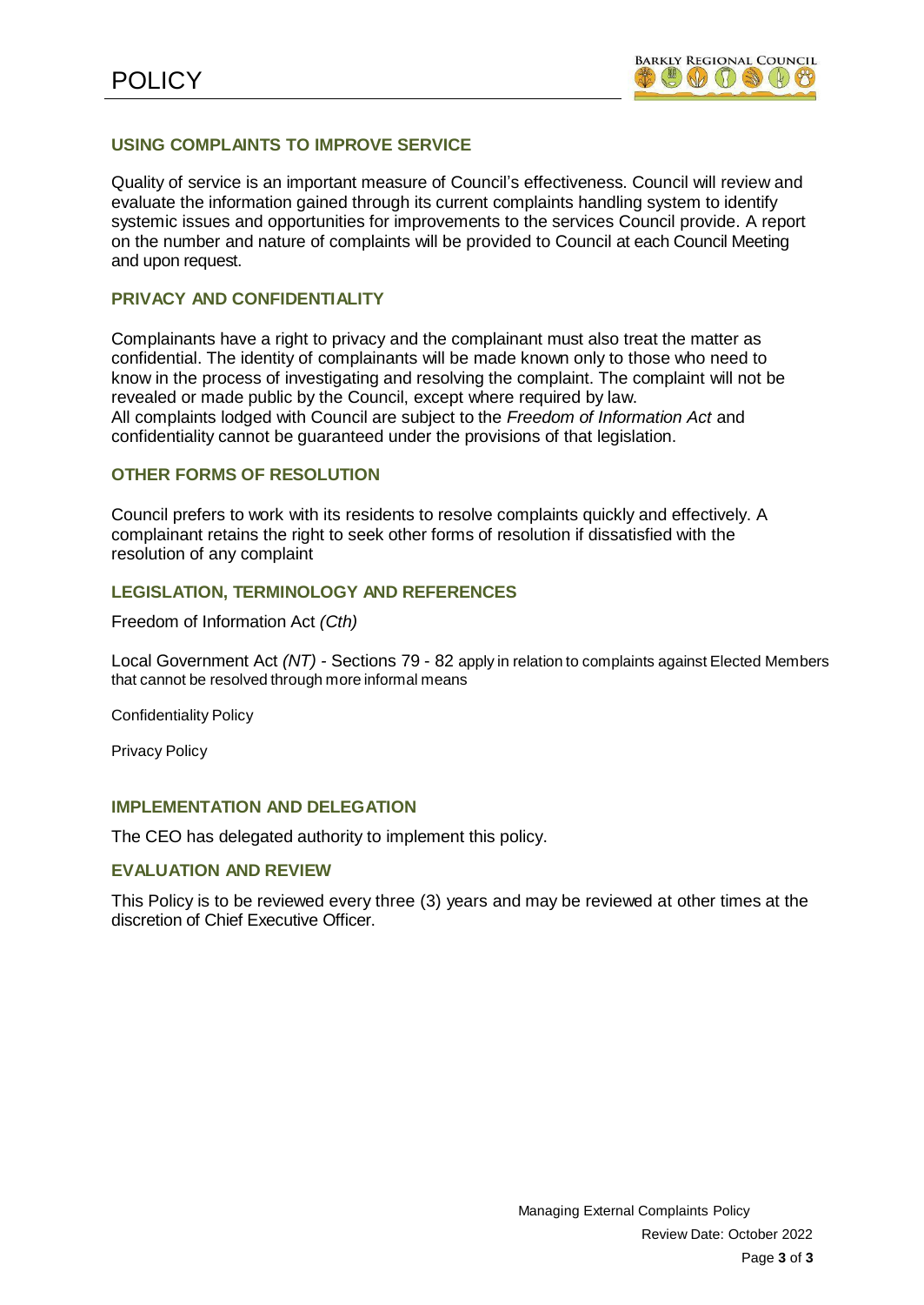## USING COMPLAINTS TO IMPROVE SERVICE

Quality of service is an important measure of Council's effectiveness. Council will review and evaluate the information gained through its current complaints handling system to identify systemic issues and opportunities for improvements to the services Council provide. A report on the number and nature of complaints will be provided to Council at each Council Meeting and upon request.

## PRIVACY AND CONFIDENTIALITY

Complainants have a right to privacy and the complainant must also treat the matter as confidential. The identity of complainants will be made known only to those who need to know in the process of investigating and resolving the complaint. The complaint will not be revealed or made public by the Council, except where required by law.
All complaints lodged with Council are subject to the *Freedom of Information Act* and confidentiality cannot be guaranteed under the provisions of that legislation.

## OTHER FORMS OF RESOLUTION

Council prefers to work with its residents to resolve complaints quickly and effectively. A complainant retains the right to seek other forms of resolution if dissatisfied with the resolution of any complaint

## LEGISLATION, TERMINOLOGY AND REFERENCES

Freedom of Information Act *(Cth)*

Local Government Act *(NT)* - Sections 79 - 82 apply in relation to complaints against Elected Members that cannot be resolved through more informal means

Confidentiality Policy

Privacy Policy

## IMPLEMENTATION AND DELEGATION

The CEO has delegated authority to implement this policy.

## EVALUATION AND REVIEW

This Policy is to be reviewed every three (3) years and may be reviewed at other times at the discretion of Chief Executive Officer.